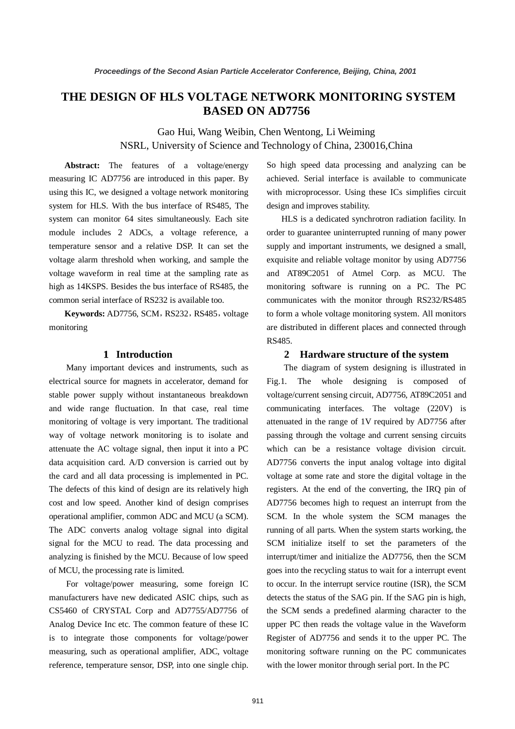# THE DESIGN OF HLS VOLTAGE NETWORK MONITORING SYSTEM BASED ON AD7756

Gao Hui, Wang Weibin, Chen Wentong, Li Weiming
NSRL, University of Science and Technology of China, 230016,China

**Abstract:** The features of a voltage/energy measuring IC AD7756 are introduced in this paper. By using this IC, we designed a voltage network monitoring system for HLS. With the bus interface of RS485, The system can monitor 64 sites simultaneously. Each site module includes 2 ADCs, a voltage reference, a temperature sensor and a relative DSP. It can set the voltage alarm threshold when working, and sample the voltage waveform in real time at the sampling rate as high as 14KSPS. Besides the bus interface of RS485, the common serial interface of RS232 is available too.

**Keywords:** AD7756, SCM，RS232，RS485，voltage monitoring

## 1 Introduction

Many important devices and instruments, such as electrical source for magnets in accelerator, demand for stable power supply without instantaneous breakdown and wide range fluctuation. In that case, real time monitoring of voltage is very important. The traditional way of voltage network monitoring is to isolate and attenuate the AC voltage signal, then input it into a PC data acquisition card. A/D conversion is carried out by the card and all data processing is implemented in PC. The defects of this kind of design are its relatively high cost and low speed. Another kind of design comprises operational amplifier, common ADC and MCU (a SCM). The ADC converts analog voltage signal into digital signal for the MCU to read. The data processing and analyzing is finished by the MCU. Because of low speed of MCU, the processing rate is limited.

For voltage/power measuring, some foreign IC manufacturers have new dedicated ASIC chips, such as CS5460 of CRYSTAL Corp and AD7755/AD7756 of Analog Device Inc etc. The common feature of these IC is to integrate those components for voltage/power measuring, such as operational amplifier, ADC, voltage reference, temperature sensor, DSP, into one single chip. So high speed data processing and analyzing can be achieved. Serial interface is available to communicate with microprocessor. Using these ICs simplifies circuit design and improves stability.

HLS is a dedicated synchrotron radiation facility. In order to guarantee uninterrupted running of many power supply and important instruments, we designed a small, exquisite and reliable voltage monitor by using AD7756 and AT89C2051 of Atmel Corp. as MCU. The monitoring software is running on a PC. The PC communicates with the monitor through RS232/RS485 to form a whole voltage monitoring system. All monitors are distributed in different places and connected through RS485.

## 2 Hardware structure of the system

The diagram of system designing is illustrated in Fig.1. The whole designing is composed of voltage/current sensing circuit, AD7756, AT89C2051 and communicating interfaces. The voltage (220V) is attenuated in the range of 1V required by AD7756 after passing through the voltage and current sensing circuits which can be a resistance voltage division circuit. AD7756 converts the input analog voltage into digital voltage at some rate and store the digital voltage in the registers. At the end of the converting, the IRQ pin of AD7756 becomes high to request an interrupt from the SCM. In the whole system the SCM manages the running of all parts. When the system starts working, the SCM initialize itself to set the parameters of the interrupt/timer and initialize the AD7756, then the SCM goes into the recycling status to wait for a interrupt event to occur. In the interrupt service routine (ISR), the SCM detects the status of the SAG pin. If the SAG pin is high, the SCM sends a predefined alarming character to the upper PC then reads the voltage value in the Waveform Register of AD7756 and sends it to the upper PC. The monitoring software running on the PC communicates with the lower monitor through serial port. In the PC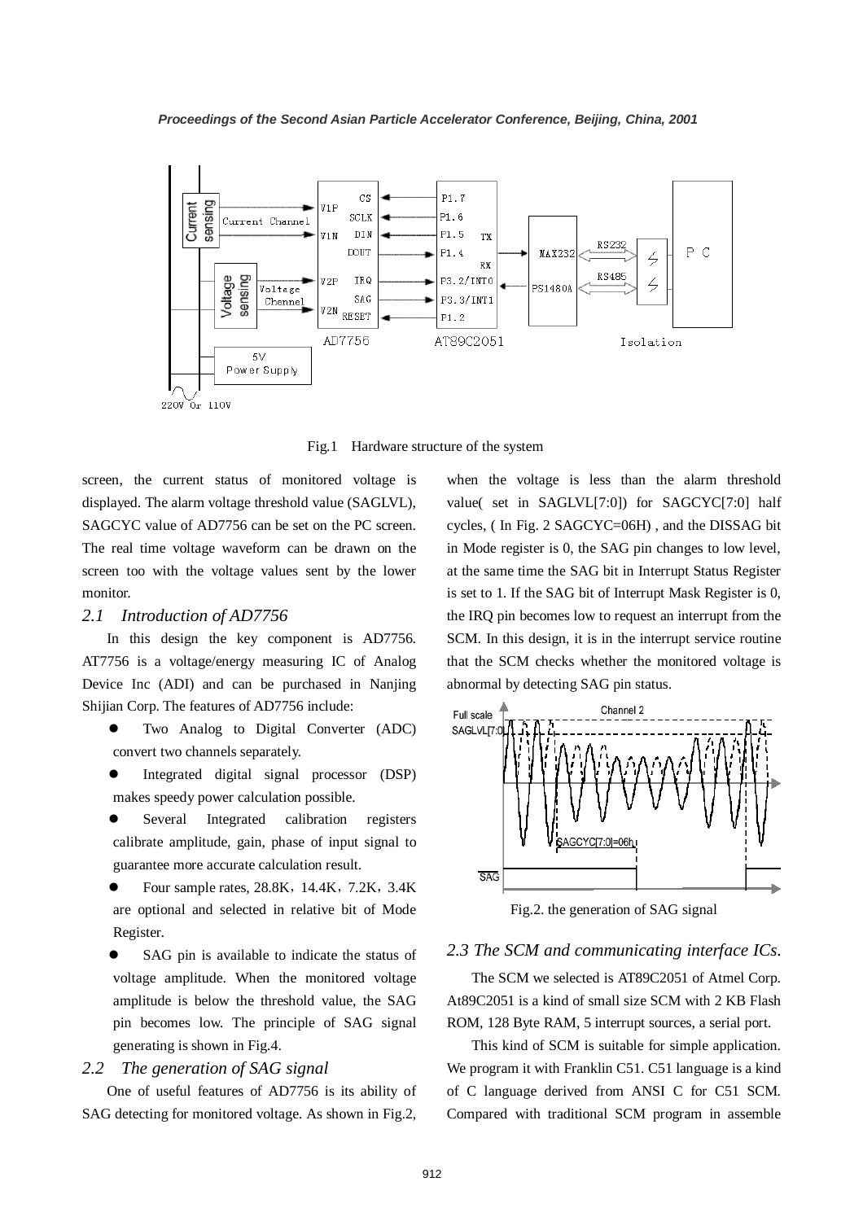Fig.1 Hardware structure of the system

screen, the current status of monitored voltage is displayed. The alarm voltage threshold value (SAGLVL), SAGCYC value of AD7756 can be set on the PC screen. The real time voltage waveform can be drawn on the screen too with the voltage values sent by the lower monitor.

## *2.1 Introduction of AD7756*

In this design the key component is AD7756. AT7756 is a voltage/energy measuring IC of Analog Device Inc (ADI) and can be purchased in Nanjing Shijian Corp. The features of AD7756 include:

- Two Analog to Digital Converter (ADC) convert two channels separately.
- Integrated digital signal processor (DSP) makes speedy power calculation possible.
- Several Integrated calibration registers calibrate amplitude, gain, phase of input signal to guarantee more accurate calculation result.
- Four sample rates, 28.8K，14.4K，7.2K，3.4K are optional and selected in relative bit of Mode Register.
- SAG pin is available to indicate the status of voltage amplitude. When the monitored voltage amplitude is below the threshold value, the SAG pin becomes low. The principle of SAG signal generating is shown in Fig.4.

## *2.2 The generation of SAG signal*

One of useful features of AD7756 is its ability of SAG detecting for monitored voltage. As shown in Fig.2, when the voltage is less than the alarm threshold value( set in SAGLVL[7:0]) for SAGCYC[7:0] half cycles, ( In Fig. 2 SAGCYC=06H) , and the DISSAG bit in Mode register is 0, the SAG pin changes to low level, at the same time the SAG bit in Interrupt Status Register is set to 1. If the SAG bit of Interrupt Mask Register is 0, the IRQ pin becomes low to request an interrupt from the SCM. In this design, it is in the interrupt service routine that the SCM checks whether the monitored voltage is abnormal by detecting SAG pin status.

Fig.2. the generation of SAG signal

## *2.3 The SCM and communicating interface ICs.*

The SCM we selected is AT89C2051 of Atmel Corp. At89C2051 is a kind of small size SCM with 2 KB Flash ROM, 128 Byte RAM, 5 interrupt sources, a serial port.

This kind of SCM is suitable for simple application. We program it with Franklin C51. C51 language is a kind of C language derived from ANSI C for C51 SCM. Compared with traditional SCM program in assemble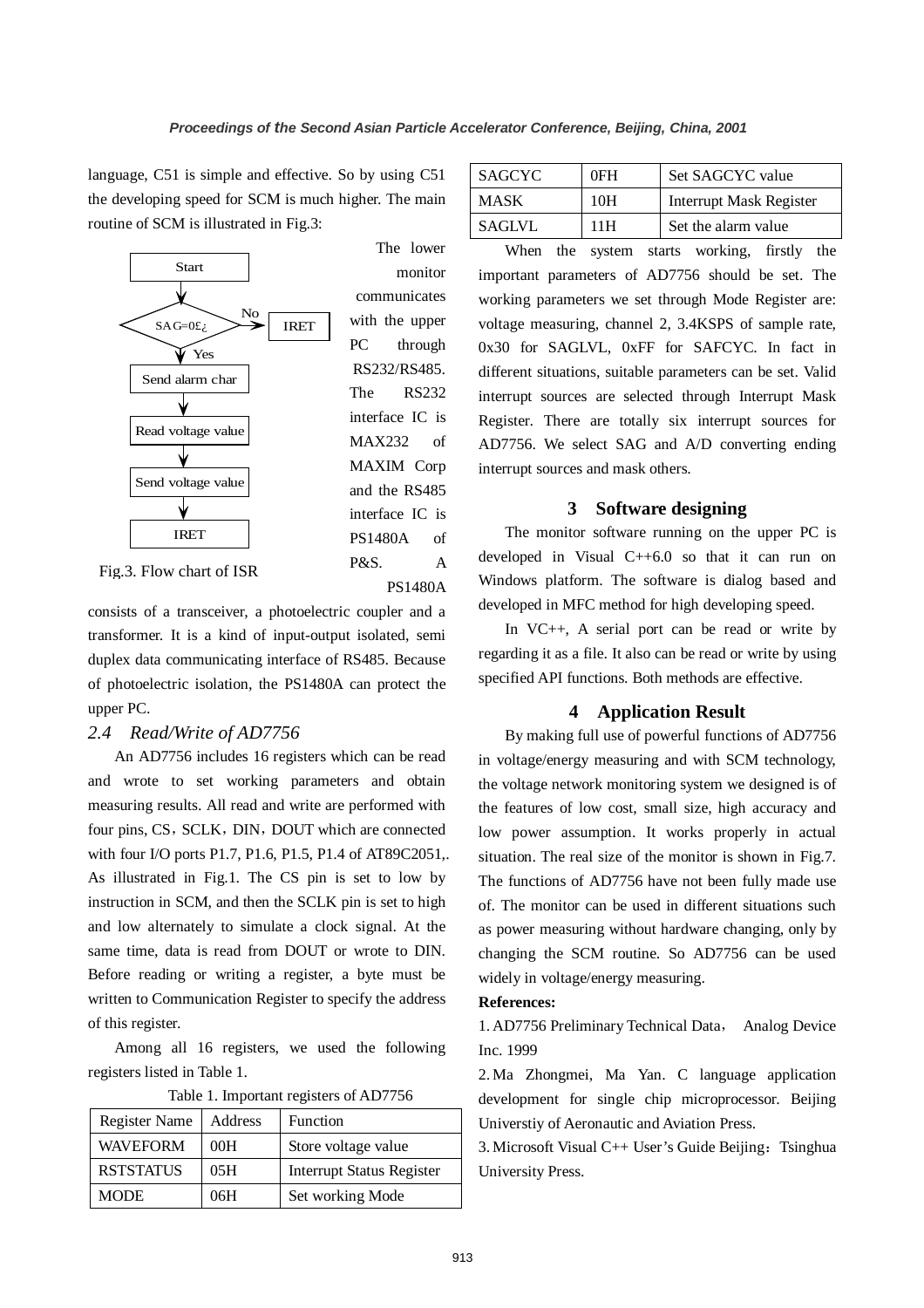language, C51 is simple and effective. So by using C51 the developing speed for SCM is much higher. The main routine of SCM is illustrated in Fig.3:

Start

SAG=0£¿

No

IRET

Yes

Send alarm char

Read voltage value

Send voltage value

IRET

Fig.3. Flow chart of ISR

The lower monitor communicates with the upper PC through RS232/RS485. The RS232 interface IC is MAX232 of MAXIM Corp and the RS485 interface IC is PS1480A of P&S. A PS1480A consists of a transceiver, a photoelectric coupler and a transformer. It is a kind of input-output isolated, semi duplex data communicating interface of RS485. Because of photoelectric isolation, the PS1480A can protect the upper PC.

### *2.4 Read/Write of AD7756*

An AD7756 includes 16 registers which can be read and wrote to set working parameters and obtain measuring results. All read and write are performed with four pins, CS，SCLK，DIN，DOUT which are connected with four I/O ports P1.7, P1.6, P1.5, P1.4 of AT89C2051,. As illustrated in Fig.1. The CS pin is set to low by instruction in SCM, and then the SCLK pin is set to high and low alternately to simulate a clock signal. At the same time, data is read from DOUT or wrote to DIN. Before reading or writing a register, a byte must be written to Communication Register to specify the address of this register.

Among all 16 registers, we used the following registers listed in Table 1.

Table 1. Important registers of AD7756

| Register Name | Address | Function |
|---|---|---|
| WAVEFORM | 00H | Store voltage value |
| RSTSTATUS | 05H | Interrupt Status Register |
| MODE | 06H | Set working Mode |
| SAGCYC | 0FH | Set SAGCYC value |
| MASK | 10H | Interrupt Mask Register |
| SAGLVL | 11H | Set the alarm value |

When the system starts working, firstly the important parameters of AD7756 should be set. The working parameters we set through Mode Register are: voltage measuring, channel 2, 3.4KSPS of sample rate, 0x30 for SAGLVL, 0xFF for SAFCYC. In fact in different situations, suitable parameters can be set. Valid interrupt sources are selected through Interrupt Mask Register. There are totally six interrupt sources for AD7756. We select SAG and A/D converting ending interrupt sources and mask others.

## 3 Software designing

The monitor software running on the upper PC is developed in Visual C++6.0 so that it can run on Windows platform. The software is dialog based and developed in MFC method for high developing speed.

In VC++, A serial port can be read or write by regarding it as a file. It also can be read or write by using specified API functions. Both methods are effective.

## 4 Application Result

By making full use of powerful functions of AD7756 in voltage/energy measuring and with SCM technology, the voltage network monitoring system we designed is of the features of low cost, small size, high accuracy and low power assumption. It works properly in actual situation. The real size of the monitor is shown in Fig.7. The functions of AD7756 have not been fully made use of. The monitor can be used in different situations such as power measuring without hardware changing, only by changing the SCM routine. So AD7756 can be used widely in voltage/energy measuring.

**References:**

1. AD7756 Preliminary Technical Data， Analog Device Inc. 1999

2. Ma Zhongmei, Ma Yan. C language application development for single chip microprocessor. Beijing Universtiy of Aeronautic and Aviation Press.

3. Microsoft Visual C++ User’s Guide Beijing：Tsinghua University Press.